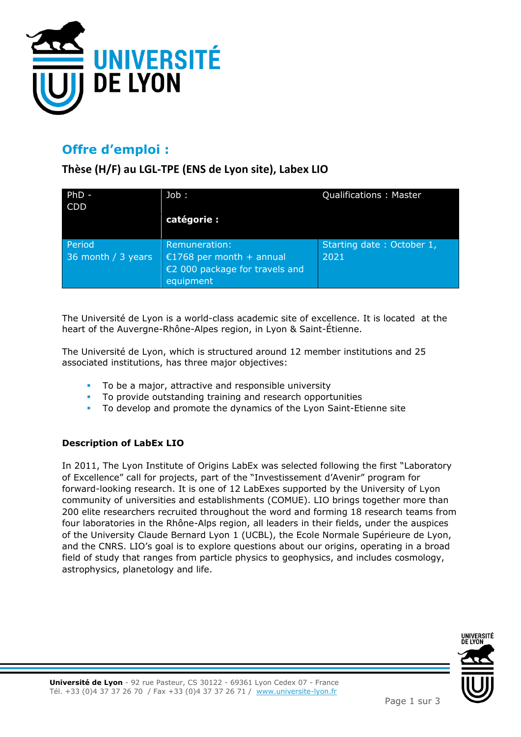# Offre d'emploi :

## Thèse (H/F) au LGL-TPE (ENS de Lyon site), Labex LIO

| PhD - CDD | Job :<br><br>**catégorie :** | Qualifications : Master |
|---|---|---|
| Period<br>36 month / 3 years | Remuneration:<br>€1768 per month + annual €2 000 package for travels and equipment | Starting date : October 1, 2021 |

The Université de Lyon is a world-class academic site of excellence. It is located at the heart of the Auvergne-Rhône-Alpes region, in Lyon & Saint-Étienne.

The Université de Lyon, which is structured around 12 member institutions and 25 associated institutions, has three major objectives:

- To be a major, attractive and responsible university
- To provide outstanding training and research opportunities
- To develop and promote the dynamics of the Lyon Saint-Etienne site

**Description of LabEx LIO**

In 2011, The Lyon Institute of Origins LabEx was selected following the first "Laboratory of Excellence" call for projects, part of the "Investissement d'Avenir" program for forward-looking research. It is one of 12 LabExes supported by the University of Lyon community of universities and establishments (COMUE). LIO brings together more than 200 elite researchers recruited throughout the word and forming 18 research teams from four laboratories in the Rhône-Alps region, all leaders in their fields, under the auspices of the University Claude Bernard Lyon 1 (UCBL), the Ecole Normale Supérieure de Lyon, and the CNRS. LIO's goal is to explore questions about our origins, operating in a broad field of study that ranges from particle physics to geophysics, and includes cosmology, astrophysics, planetology and life.

**Université de Lyon** - 92 rue Pasteur, CS 30122 - 69361 Lyon Cedex 07 - France
Tél. +33 (0)4 37 37 26 70 / Fax +33 (0)4 37 37 26 71 / www.universite-lyon.fr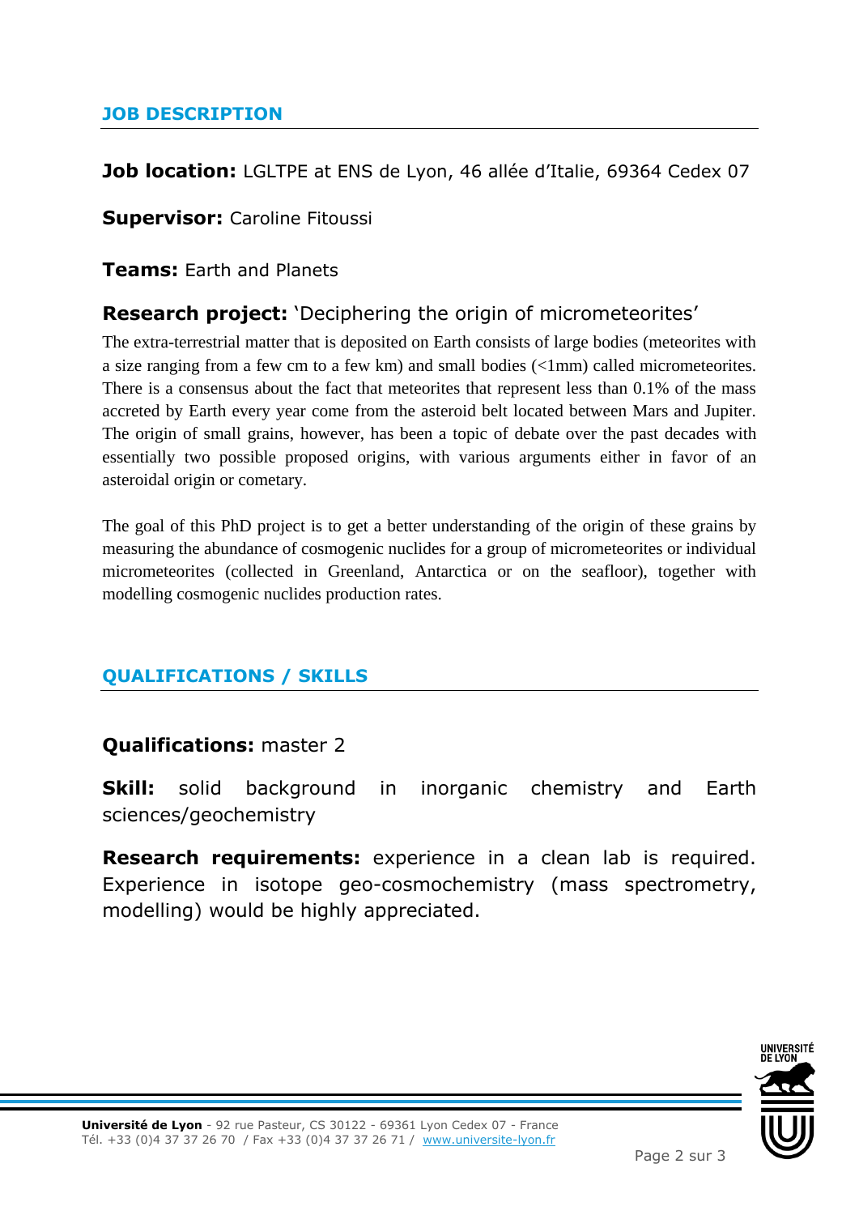## JOB DESCRIPTION

**Job location:** LGLTPE at ENS de Lyon, 46 allée d'Italie, 69364 Cedex 07

**Supervisor:** Caroline Fitoussi

**Teams:** Earth and Planets

**Research project:** 'Deciphering the origin of micrometeorites'

The extra-terrestrial matter that is deposited on Earth consists of large bodies (meteorites with a size ranging from a few cm to a few km) and small bodies (<1mm) called micrometeorites. There is a consensus about the fact that meteorites that represent less than 0.1% of the mass accreted by Earth every year come from the asteroid belt located between Mars and Jupiter. The origin of small grains, however, has been a topic of debate over the past decades with essentially two possible proposed origins, with various arguments either in favor of an asteroidal origin or cometary.

The goal of this PhD project is to get a better understanding of the origin of these grains by measuring the abundance of cosmogenic nuclides for a group of micrometeorites or individual micrometeorites (collected in Greenland, Antarctica or on the seafloor), together with modelling cosmogenic nuclides production rates.

## QUALIFICATIONS / SKILLS

**Qualifications:** master 2

**Skill:** solid background in inorganic chemistry and Earth sciences/geochemistry

**Research requirements:** experience in a clean lab is required. Experience in isotope geo-cosmochemistry (mass spectrometry, modelling) would be highly appreciated.

**Université de Lyon** - 92 rue Pasteur, CS 30122 - 69361 Lyon Cedex 07 - France
Tél. +33 (0)4 37 37 26 70 / Fax +33 (0)4 37 37 26 71 / www.universite-lyon.fr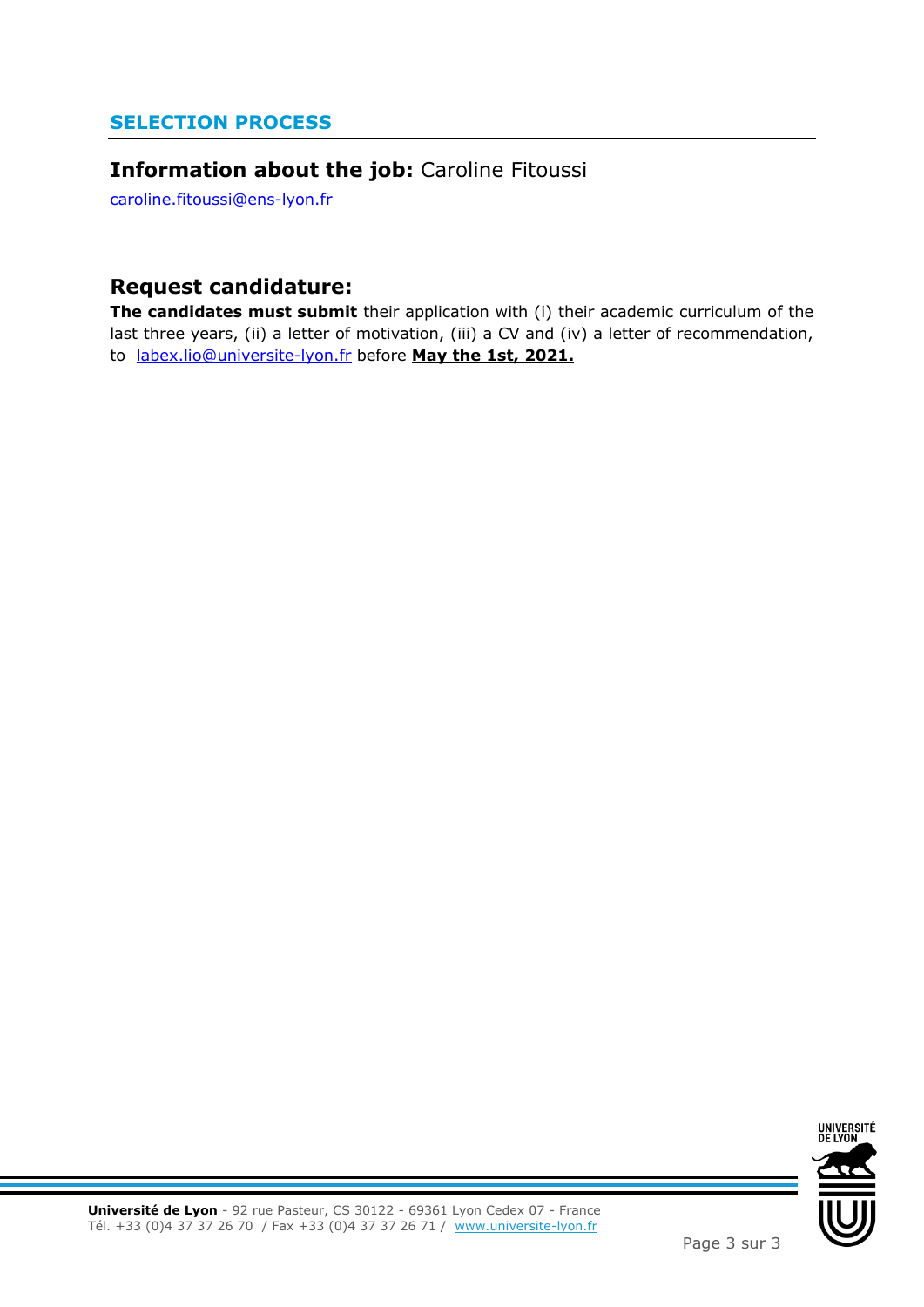## SELECTION PROCESS

### **Information about the job:** Caroline Fitoussi

caroline.fitoussi@ens-lyon.fr

### Request candidature:

**The candidates must submit** their application with (i) their academic curriculum of the last three years, (ii) a letter of motivation, (iii) a CV and (iv) a letter of recommendation, to labex.lio@universite-lyon.fr before **May the 1st, 2021.**